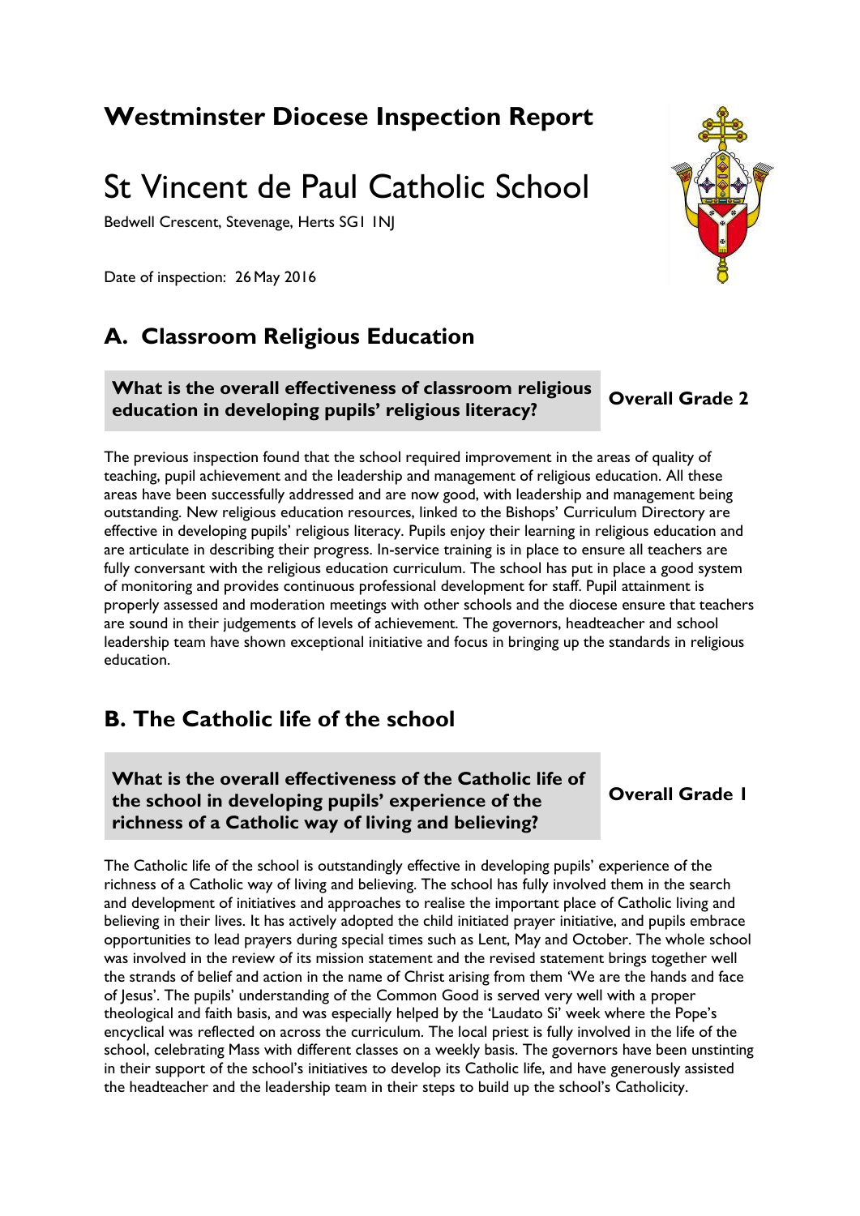# Westminster Diocese Inspection Report

# St Vincent de Paul Catholic School

Bedwell Crescent, Stevenage, Herts SG1 1NJ

Date of inspection: 26 May 2016

## A. Classroom Religious Education

**What is the overall effectiveness of classroom religious education in developing pupils' religious literacy?** **Overall Grade 2**

The previous inspection found that the school required improvement in the areas of quality of teaching, pupil achievement and the leadership and management of religious education. All these areas have been successfully addressed and are now good, with leadership and management being outstanding. New religious education resources, linked to the Bishops' Curriculum Directory are effective in developing pupils' religious literacy. Pupils enjoy their learning in religious education and are articulate in describing their progress. In-service training is in place to ensure all teachers are fully conversant with the religious education curriculum. The school has put in place a good system of monitoring and provides continuous professional development for staff. Pupil attainment is properly assessed and moderation meetings with other schools and the diocese ensure that teachers are sound in their judgements of levels of achievement. The governors, headteacher and school leadership team have shown exceptional initiative and focus in bringing up the standards in religious education.

## B. The Catholic life of the school

**What is the overall effectiveness of the Catholic life of the school in developing pupils' experience of the richness of a Catholic way of living and believing?** **Overall Grade 1**

The Catholic life of the school is outstandingly effective in developing pupils' experience of the richness of a Catholic way of living and believing. The school has fully involved them in the search and development of initiatives and approaches to realise the important place of Catholic living and believing in their lives. It has actively adopted the child initiated prayer initiative, and pupils embrace opportunities to lead prayers during special times such as Lent, May and October. The whole school was involved in the review of its mission statement and the revised statement brings together well the strands of belief and action in the name of Christ arising from them 'We are the hands and face of Jesus'. The pupils' understanding of the Common Good is served very well with a proper theological and faith basis, and was especially helped by the 'Laudato Si' week where the Pope's encyclical was reflected on across the curriculum. The local priest is fully involved in the life of the school, celebrating Mass with different classes on a weekly basis. The governors have been unstinting in their support of the school's initiatives to develop its Catholic life, and have generously assisted the headteacher and the leadership team in their steps to build up the school's Catholicity.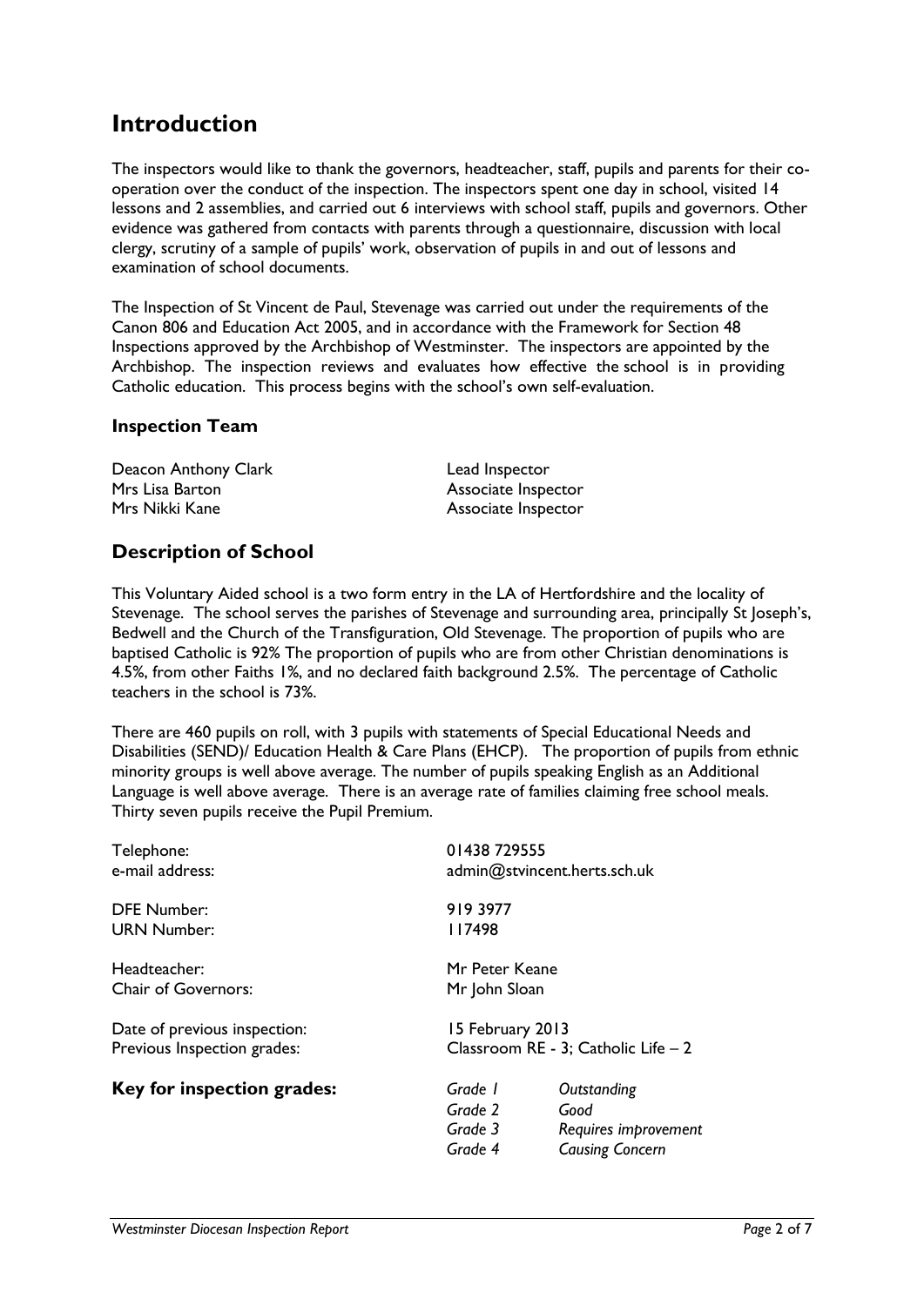# Introduction

The inspectors would like to thank the governors, headteacher, staff, pupils and parents for their co-operation over the conduct of the inspection. The inspectors spent one day in school, visited 14 lessons and 2 assemblies, and carried out 6 interviews with school staff, pupils and governors. Other evidence was gathered from contacts with parents through a questionnaire, discussion with local clergy, scrutiny of a sample of pupils' work, observation of pupils in and out of lessons and examination of school documents.

The Inspection of St Vincent de Paul, Stevenage was carried out under the requirements of the Canon 806 and Education Act 2005, and in accordance with the Framework for Section 48 Inspections approved by the Archbishop of Westminster. The inspectors are appointed by the Archbishop. The inspection reviews and evaluates how effective the school is in providing Catholic education. This process begins with the school's own self-evaluation.

## Inspection Team

| | |
|---|---|
| Deacon Anthony Clark | Lead Inspector |
| Mrs Lisa Barton | Associate Inspector |
| Mrs Nikki Kane | Associate Inspector |

## Description of School

This Voluntary Aided school is a two form entry in the LA of Hertfordshire and the locality of Stevenage. The school serves the parishes of Stevenage and surrounding area, principally St Joseph's, Bedwell and the Church of the Transfiguration, Old Stevenage. The proportion of pupils who are baptised Catholic is 92% The proportion of pupils who are from other Christian denominations is 4.5%, from other Faiths 1%, and no declared faith background 2.5%. The percentage of Catholic teachers in the school is 73%.

There are 460 pupils on roll, with 3 pupils with statements of Special Educational Needs and Disabilities (SEND)/ Education Health & Care Plans (EHCP). The proportion of pupils from ethnic minority groups is well above average. The number of pupils speaking English as an Additional Language is well above average. There is an average rate of families claiming free school meals. Thirty seven pupils receive the Pupil Premium.

| | |
|---|---|
| Telephone: | 01438 729555 |
| e-mail address: | admin@stvincent.herts.sch.uk |
| DFE Number: | 919 3977 |
| URN Number: | 117498 |
| Headteacher: | Mr Peter Keane |
| Chair of Governors: | Mr John Sloan |
| Date of previous inspection: | 15 February 2013 |
| Previous Inspection grades: | Classroom RE - 3; Catholic Life – 2 |

**Key for inspection grades:**

| | |
|---|---|
| *Grade 1* | *Outstanding* |
| *Grade 2* | *Good* |
| *Grade 3* | *Requires improvement* |
| *Grade 4* | *Causing Concern* |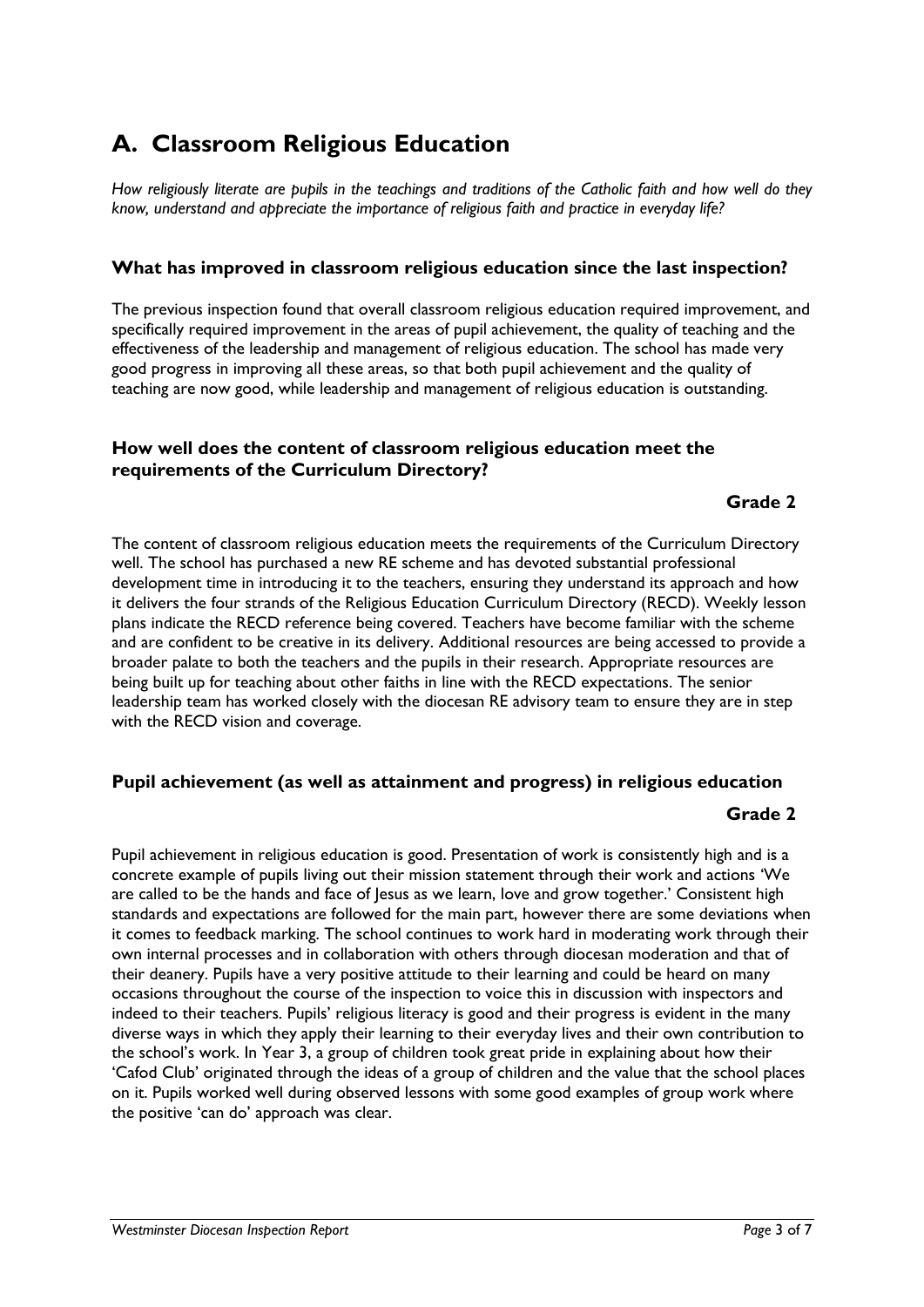# A. Classroom Religious Education

*How religiously literate are pupils in the teachings and traditions of the Catholic faith and how well do they know, understand and appreciate the importance of religious faith and practice in everyday life?*

### What has improved in classroom religious education since the last inspection?

The previous inspection found that overall classroom religious education required improvement, and specifically required improvement in the areas of pupil achievement, the quality of teaching and the effectiveness of the leadership and management of religious education. The school has made very good progress in improving all these areas, so that both pupil achievement and the quality of teaching are now good, while leadership and management of religious education is outstanding.

### How well does the content of classroom religious education meet the requirements of the Curriculum Directory?

**Grade 2**

The content of classroom religious education meets the requirements of the Curriculum Directory well. The school has purchased a new RE scheme and has devoted substantial professional development time in introducing it to the teachers, ensuring they understand its approach and how it delivers the four strands of the Religious Education Curriculum Directory (RECD). Weekly lesson plans indicate the RECD reference being covered. Teachers have become familiar with the scheme and are confident to be creative in its delivery. Additional resources are being accessed to provide a broader palate to both the teachers and the pupils in their research. Appropriate resources are being built up for teaching about other faiths in line with the RECD expectations. The senior leadership team has worked closely with the diocesan RE advisory team to ensure they are in step with the RECD vision and coverage.

### Pupil achievement (as well as attainment and progress) in religious education

**Grade 2**

Pupil achievement in religious education is good. Presentation of work is consistently high and is a concrete example of pupils living out their mission statement through their work and actions 'We are called to be the hands and face of Jesus as we learn, love and grow together.' Consistent high standards and expectations are followed for the main part, however there are some deviations when it comes to feedback marking. The school continues to work hard in moderating work through their own internal processes and in collaboration with others through diocesan moderation and that of their deanery. Pupils have a very positive attitude to their learning and could be heard on many occasions throughout the course of the inspection to voice this in discussion with inspectors and indeed to their teachers. Pupils' religious literacy is good and their progress is evident in the many diverse ways in which they apply their learning to their everyday lives and their own contribution to the school's work. In Year 3, a group of children took great pride in explaining about how their 'Cafod Club' originated through the ideas of a group of children and the value that the school places on it. Pupils worked well during observed lessons with some good examples of group work where the positive 'can do' approach was clear.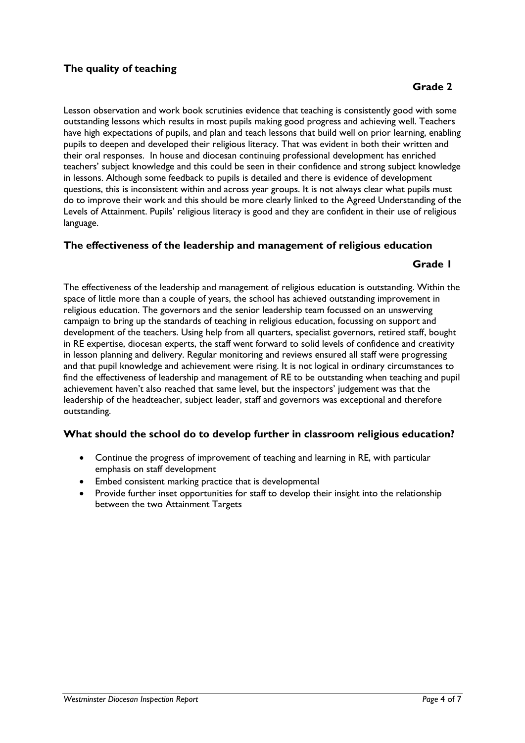## The quality of teaching

**Grade 2**

Lesson observation and work book scrutinies evidence that teaching is consistently good with some outstanding lessons which results in most pupils making good progress and achieving well. Teachers have high expectations of pupils, and plan and teach lessons that build well on prior learning, enabling pupils to deepen and developed their religious literacy. That was evident in both their written and their oral responses. In house and diocesan continuing professional development has enriched teachers' subject knowledge and this could be seen in their confidence and strong subject knowledge in lessons. Although some feedback to pupils is detailed and there is evidence of development questions, this is inconsistent within and across year groups. It is not always clear what pupils must do to improve their work and this should be more clearly linked to the Agreed Understanding of the Levels of Attainment. Pupils' religious literacy is good and they are confident in their use of religious language.

## The effectiveness of the leadership and management of religious education

**Grade 1**

The effectiveness of the leadership and management of religious education is outstanding. Within the space of little more than a couple of years, the school has achieved outstanding improvement in religious education. The governors and the senior leadership team focussed on an unswerving campaign to bring up the standards of teaching in religious education, focussing on support and development of the teachers. Using help from all quarters, specialist governors, retired staff, bought in RE expertise, diocesan experts, the staff went forward to solid levels of confidence and creativity in lesson planning and delivery. Regular monitoring and reviews ensured all staff were progressing and that pupil knowledge and achievement were rising. It is not logical in ordinary circumstances to find the effectiveness of leadership and management of RE to be outstanding when teaching and pupil achievement haven't also reached that same level, but the inspectors' judgement was that the leadership of the headteacher, subject leader, staff and governors was exceptional and therefore outstanding.

## What should the school do to develop further in classroom religious education?

- Continue the progress of improvement of teaching and learning in RE, with particular emphasis on staff development
- Embed consistent marking practice that is developmental
- Provide further inset opportunities for staff to develop their insight into the relationship between the two Attainment Targets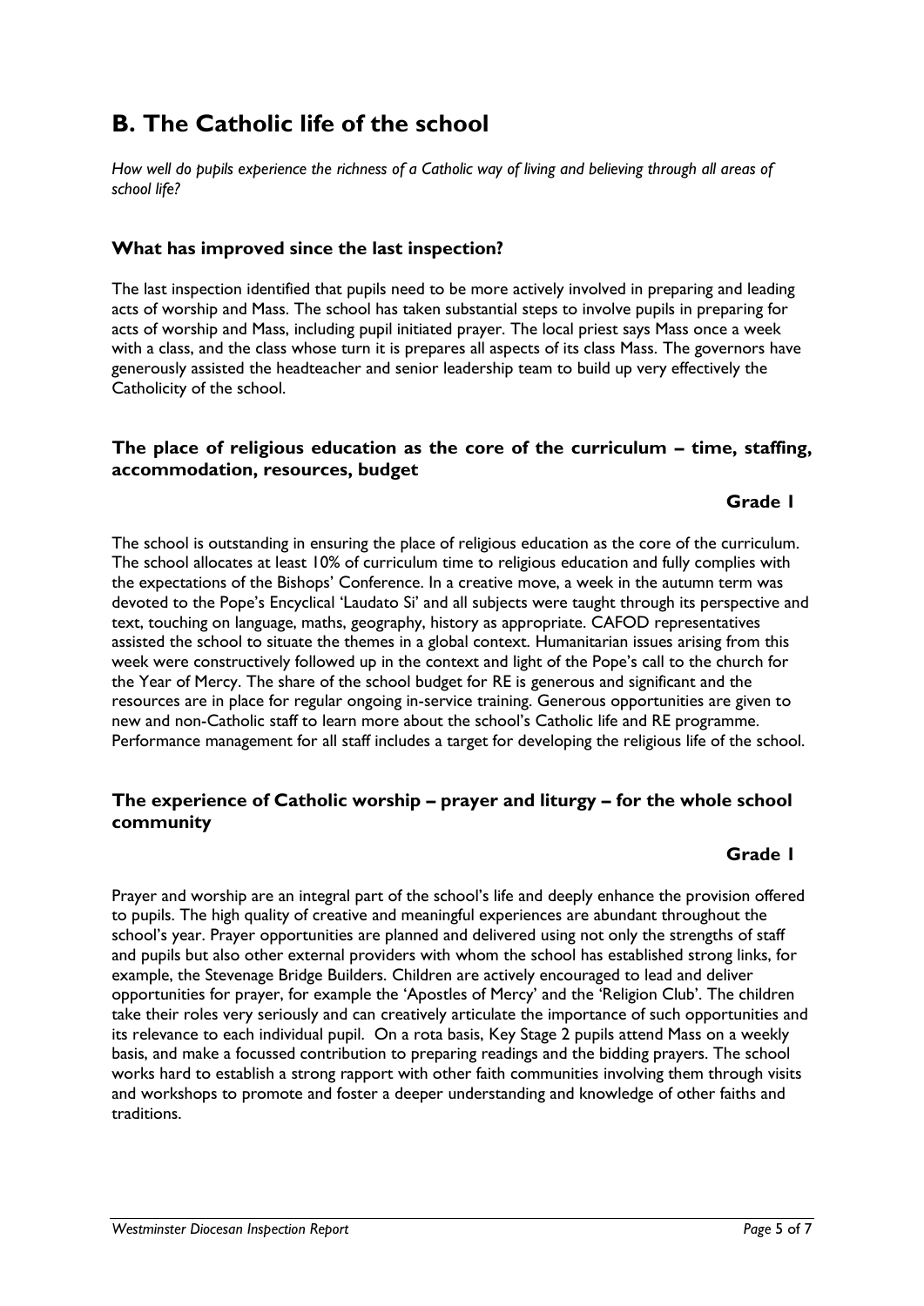# B. The Catholic life of the school

*How well do pupils experience the richness of a Catholic way of living and believing through all areas of school life?*

### What has improved since the last inspection?

The last inspection identified that pupils need to be more actively involved in preparing and leading acts of worship and Mass. The school has taken substantial steps to involve pupils in preparing for acts of worship and Mass, including pupil initiated prayer. The local priest says Mass once a week with a class, and the class whose turn it is prepares all aspects of its class Mass. The governors have generously assisted the headteacher and senior leadership team to build up very effectively the Catholicity of the school.

### The place of religious education as the core of the curriculum – time, staffing, accommodation, resources, budget

**Grade 1**

The school is outstanding in ensuring the place of religious education as the core of the curriculum. The school allocates at least 10% of curriculum time to religious education and fully complies with the expectations of the Bishops' Conference. In a creative move, a week in the autumn term was devoted to the Pope's Encyclical 'Laudato Si' and all subjects were taught through its perspective and text, touching on language, maths, geography, history as appropriate. CAFOD representatives assisted the school to situate the themes in a global context. Humanitarian issues arising from this week were constructively followed up in the context and light of the Pope's call to the church for the Year of Mercy. The share of the school budget for RE is generous and significant and the resources are in place for regular ongoing in-service training. Generous opportunities are given to new and non-Catholic staff to learn more about the school's Catholic life and RE programme. Performance management for all staff includes a target for developing the religious life of the school.

### The experience of Catholic worship – prayer and liturgy – for the whole school community

**Grade 1**

Prayer and worship are an integral part of the school's life and deeply enhance the provision offered to pupils. The high quality of creative and meaningful experiences are abundant throughout the school's year. Prayer opportunities are planned and delivered using not only the strengths of staff and pupils but also other external providers with whom the school has established strong links, for example, the Stevenage Bridge Builders. Children are actively encouraged to lead and deliver opportunities for prayer, for example the 'Apostles of Mercy' and the 'Religion Club'. The children take their roles very seriously and can creatively articulate the importance of such opportunities and its relevance to each individual pupil. On a rota basis, Key Stage 2 pupils attend Mass on a weekly basis, and make a focussed contribution to preparing readings and the bidding prayers. The school works hard to establish a strong rapport with other faith communities involving them through visits and workshops to promote and foster a deeper understanding and knowledge of other faiths and traditions.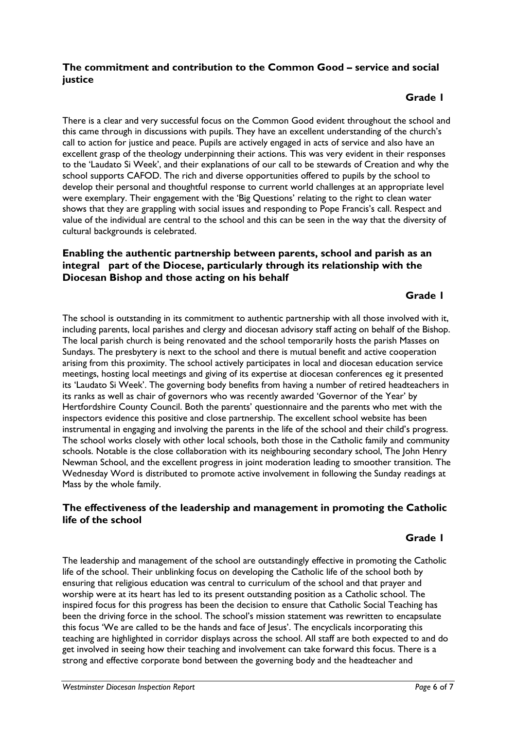## The commitment and contribution to the Common Good – service and social justice

**Grade 1**

There is a clear and very successful focus on the Common Good evident throughout the school and this came through in discussions with pupils. They have an excellent understanding of the church's call to action for justice and peace. Pupils are actively engaged in acts of service and also have an excellent grasp of the theology underpinning their actions. This was very evident in their responses to the 'Laudato Si Week', and their explanations of our call to be stewards of Creation and why the school supports CAFOD. The rich and diverse opportunities offered to pupils by the school to develop their personal and thoughtful response to current world challenges at an appropriate level were exemplary. Their engagement with the 'Big Questions' relating to the right to clean water shows that they are grappling with social issues and responding to Pope Francis's call. Respect and value of the individual are central to the school and this can be seen in the way that the diversity of cultural backgrounds is celebrated.

## Enabling the authentic partnership between parents, school and parish as an integral part of the Diocese, particularly through its relationship with the Diocesan Bishop and those acting on his behalf

**Grade 1**

The school is outstanding in its commitment to authentic partnership with all those involved with it, including parents, local parishes and clergy and diocesan advisory staff acting on behalf of the Bishop. The local parish church is being renovated and the school temporarily hosts the parish Masses on Sundays. The presbytery is next to the school and there is mutual benefit and active cooperation arising from this proximity. The school actively participates in local and diocesan education service meetings, hosting local meetings and giving of its expertise at diocesan conferences eg it presented its 'Laudato Si Week'. The governing body benefits from having a number of retired headteachers in its ranks as well as chair of governors who was recently awarded 'Governor of the Year' by Hertfordshire County Council. Both the parents' questionnaire and the parents who met with the inspectors evidence this positive and close partnership. The excellent school website has been instrumental in engaging and involving the parents in the life of the school and their child's progress. The school works closely with other local schools, both those in the Catholic family and community schools. Notable is the close collaboration with its neighbouring secondary school, The John Henry Newman School, and the excellent progress in joint moderation leading to smoother transition. The Wednesday Word is distributed to promote active involvement in following the Sunday readings at Mass by the whole family.

## The effectiveness of the leadership and management in promoting the Catholic life of the school

**Grade 1**

The leadership and management of the school are outstandingly effective in promoting the Catholic life of the school. Their unblinking focus on developing the Catholic life of the school both by ensuring that religious education was central to curriculum of the school and that prayer and worship were at its heart has led to its present outstanding position as a Catholic school. The inspired focus for this progress has been the decision to ensure that Catholic Social Teaching has been the driving force in the school. The school's mission statement was rewritten to encapsulate this focus 'We are called to be the hands and face of Jesus'. The encyclicals incorporating this teaching are highlighted in corridor displays across the school. All staff are both expected to and do get involved in seeing how their teaching and involvement can take forward this focus. There is a strong and effective corporate bond between the governing body and the headteacher and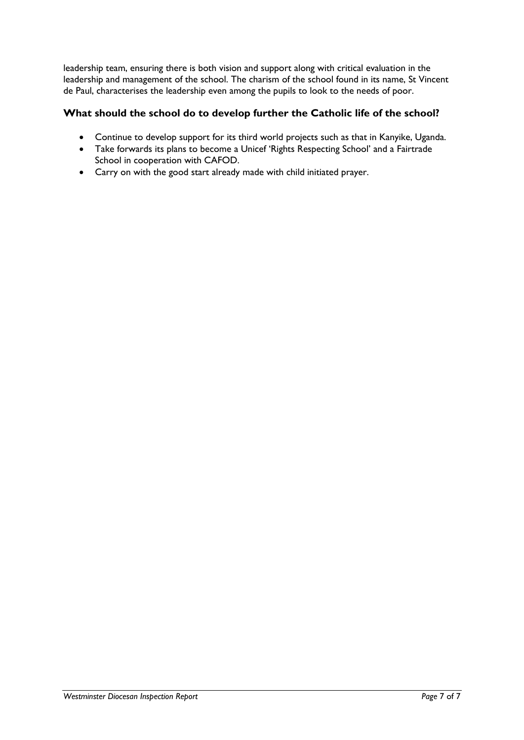leadership team, ensuring there is both vision and support along with critical evaluation in the leadership and management of the school. The charism of the school found in its name, St Vincent de Paul, characterises the leadership even among the pupils to look to the needs of poor.

### What should the school do to develop further the Catholic life of the school?

- Continue to develop support for its third world projects such as that in Kanyike, Uganda.
- Take forwards its plans to become a Unicef 'Rights Respecting School' and a Fairtrade School in cooperation with CAFOD.
- Carry on with the good start already made with child initiated prayer.